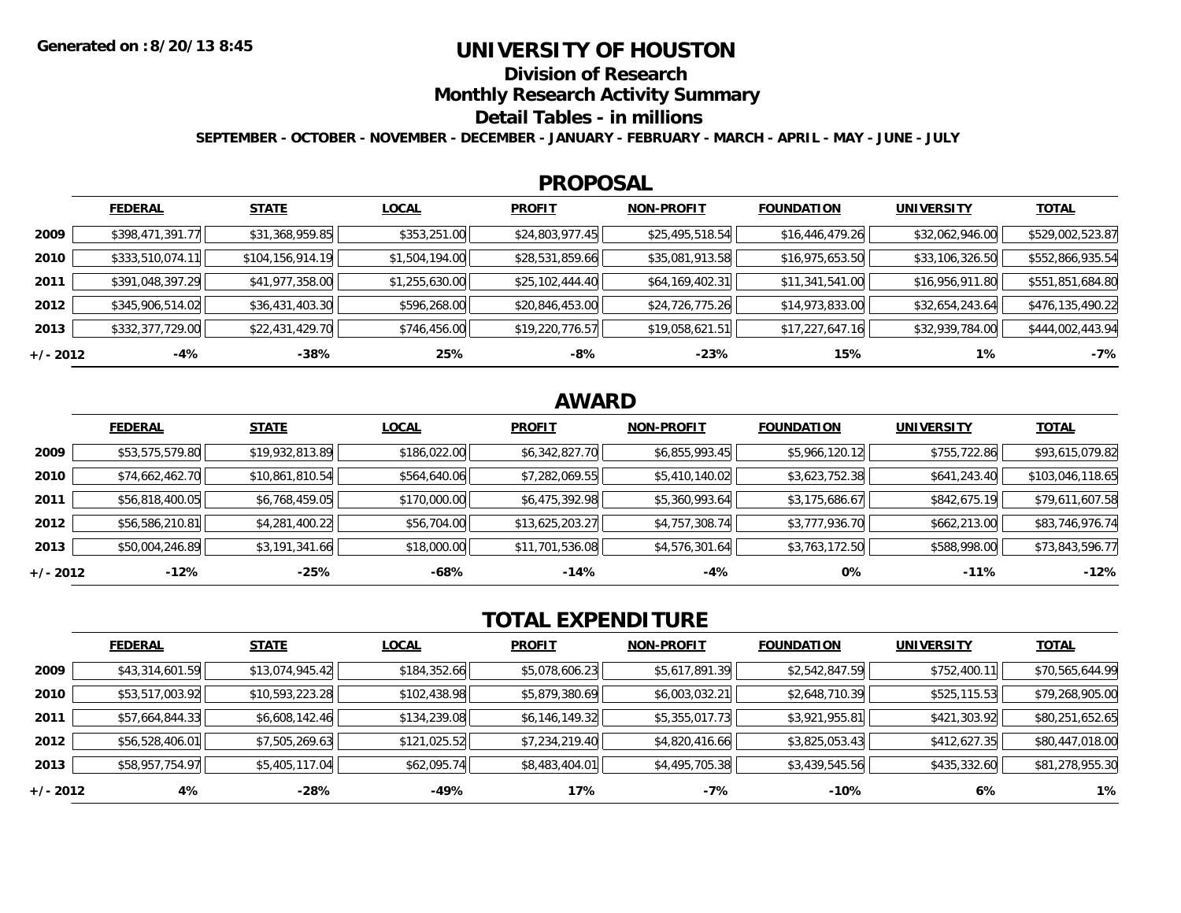Generated on :8/20/13 8:45

# UNIVERSITY OF HOUSTON

## Division of Research

## Monthly Research Activity Summary

## Detail Tables - in millions

**SEPTEMBER - OCTOBER - NOVEMBER - DECEMBER - JANUARY - FEBRUARY - MARCH - APRIL - MAY - JUNE - JULY**

## PROPOSAL

| | FEDERAL | STATE | LOCAL | PROFIT | NON-PROFIT | FOUNDATION | UNIVERSITY | TOTAL |
|---|---|---|---|---|---|---|---|---|
| 2009 | $398,471,391.77 | $31,368,959.85 | $353,251.00 | $24,803,977.45 | $25,495,518.54 | $16,446,479.26 | $32,062,946.00 | $529,002,523.87 |
| 2010 | $333,510,074.11 | $104,156,914.19 | $1,504,194.00 | $28,531,859.66 | $35,081,913.58 | $16,975,653.50 | $33,106,326.50 | $552,866,935.54 |
| 2011 | $391,048,397.29 | $41,977,358.00 | $1,255,630.00 | $25,102,444.40 | $64,169,402.31 | $11,341,541.00 | $16,956,911.80 | $551,851,684.80 |
| 2012 | $345,906,514.02 | $36,431,403.30 | $596,268.00 | $20,846,453.00 | $24,726,775.26 | $14,973,833.00 | $32,654,243.64 | $476,135,490.22 |
| 2013 | $332,377,729.00 | $22,431,429.70 | $746,456.00 | $19,220,776.57 | $19,058,621.51 | $17,227,647.16 | $32,939,784.00 | $444,002,443.94 |
| +/- 2012 | -4% | -38% | 25% | -8% | -23% | 15% | 1% | -7% |

## AWARD

| | FEDERAL | STATE | LOCAL | PROFIT | NON-PROFIT | FOUNDATION | UNIVERSITY | TOTAL |
|---|---|---|---|---|---|---|---|---|
| 2009 | $53,575,579.80 | $19,932,813.89 | $186,022.00 | $6,342,827.70 | $6,855,993.45 | $5,966,120.12 | $755,722.86 | $93,615,079.82 |
| 2010 | $74,662,462.70 | $10,861,810.54 | $564,640.06 | $7,282,069.55 | $5,410,140.02 | $3,623,752.38 | $641,243.40 | $103,046,118.65 |
| 2011 | $56,818,400.05 | $6,768,459.05 | $170,000.00 | $6,475,392.98 | $5,360,993.64 | $3,175,686.67 | $842,675.19 | $79,611,607.58 |
| 2012 | $56,586,210.81 | $4,281,400.22 | $56,704.00 | $13,625,203.27 | $4,757,308.74 | $3,777,936.70 | $662,213.00 | $83,746,976.74 |
| 2013 | $50,004,246.89 | $3,191,341.66 | $18,000.00 | $11,701,536.08 | $4,576,301.64 | $3,763,172.50 | $588,998.00 | $73,843,596.77 |
| +/- 2012 | -12% | -25% | -68% | -14% | -4% | 0% | -11% | -12% |

## TOTAL EXPENDITURE

| | FEDERAL | STATE | LOCAL | PROFIT | NON-PROFIT | FOUNDATION | UNIVERSITY | TOTAL |
|---|---|---|---|---|---|---|---|---|
| 2009 | $43,314,601.59 | $13,074,945.42 | $184,352.66 | $5,078,606.23 | $5,617,891.39 | $2,542,847.59 | $752,400.11 | $70,565,644.99 |
| 2010 | $53,517,003.92 | $10,593,223.28 | $102,438.98 | $5,879,380.69 | $6,003,032.21 | $2,648,710.39 | $525,115.53 | $79,268,905.00 |
| 2011 | $57,664,844.33 | $6,608,142.46 | $134,239.08 | $6,146,149.32 | $5,355,017.73 | $3,921,955.81 | $421,303.92 | $80,251,652.65 |
| 2012 | $56,528,406.01 | $7,505,269.63 | $121,025.52 | $7,234,219.40 | $4,820,416.66 | $3,825,053.43 | $412,627.35 | $80,447,018.00 |
| 2013 | $58,957,754.97 | $5,405,117.04 | $62,095.74 | $8,483,404.01 | $4,495,705.38 | $3,439,545.56 | $435,332.60 | $81,278,955.30 |
| +/- 2012 | 4% | -28% | -49% | 17% | -7% | -10% | 6% | 1% |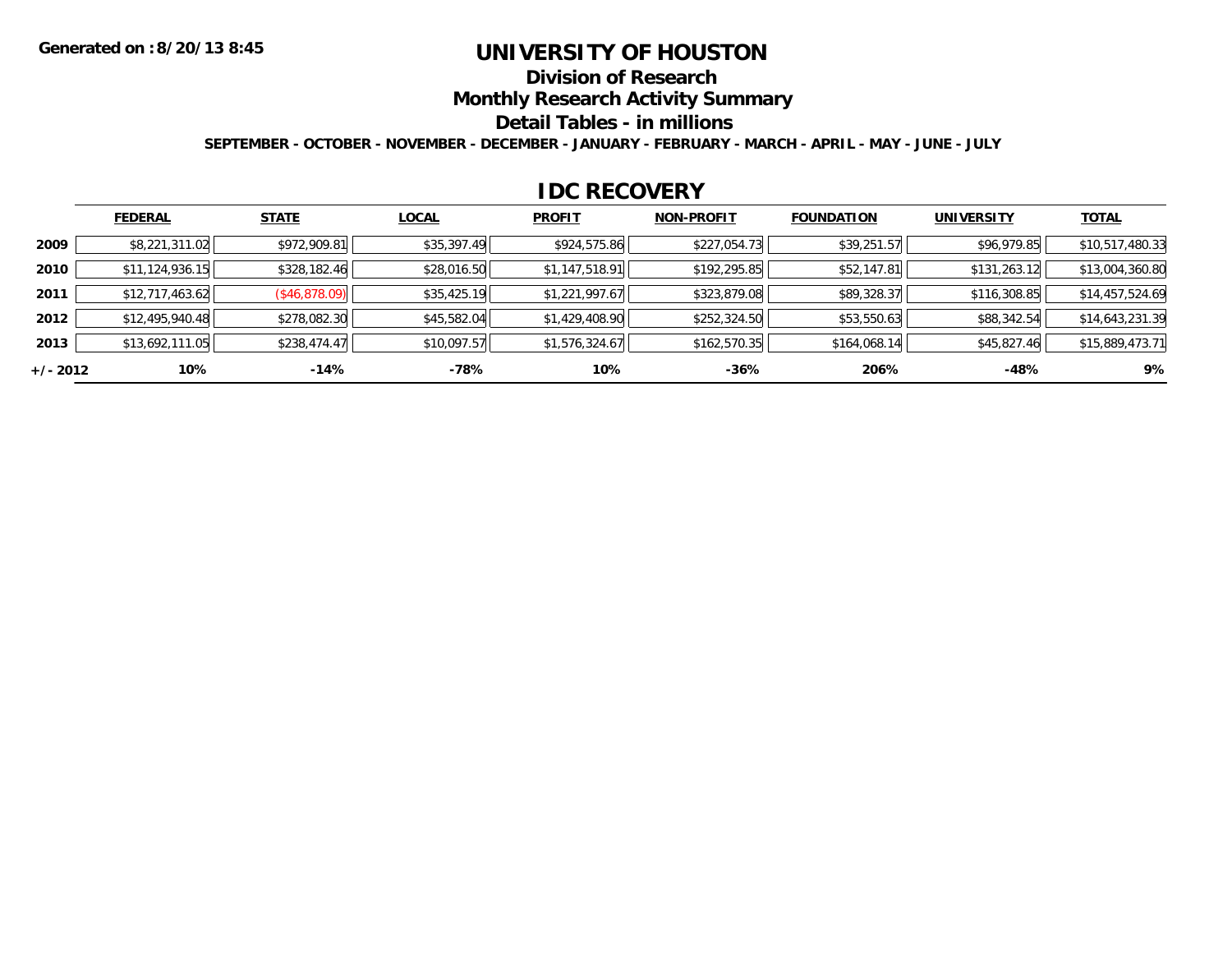Generated on :8/20/13 8:45

# UNIVERSITY OF HOUSTON

## Division of Research

## Monthly Research Activity Summary

## Detail Tables - in millions

**SEPTEMBER - OCTOBER - NOVEMBER - DECEMBER - JANUARY - FEBRUARY - MARCH - APRIL - MAY - JUNE - JULY**

## IDC RECOVERY

| | FEDERAL | STATE | LOCAL | PROFIT | NON-PROFIT | FOUNDATION | UNIVERSITY | TOTAL |
|---|---|---|---|---|---|---|---|---|
| **2009** | $8,221,311.02 | $972,909.81 | $35,397.49 | $924,575.86 | $227,054.73 | $39,251.57 | $96,979.85 | $10,517,480.33 |
| **2010** | $11,124,936.15 | $328,182.46 | $28,016.50 | $1,147,518.91 | $192,295.85 | $52,147.81 | $131,263.12 | $13,004,360.80 |
| **2011** | $12,717,463.62 | ($46,878.09) | $35,425.19 | $1,221,997.67 | $323,879.08 | $89,328.37 | $116,308.85 | $14,457,524.69 |
| **2012** | $12,495,940.48 | $278,082.30 | $45,582.04 | $1,429,408.90 | $252,324.50 | $53,550.63 | $88,342.54 | $14,643,231.39 |
| **2013** | $13,692,111.05 | $238,474.47 | $10,097.57 | $1,576,324.67 | $162,570.35 | $164,068.14 | $45,827.46 | $15,889,473.71 |
| **+/- 2012** | **10%** | **-14%** | **-78%** | **10%** | **-36%** | **206%** | **-48%** | **9%** |